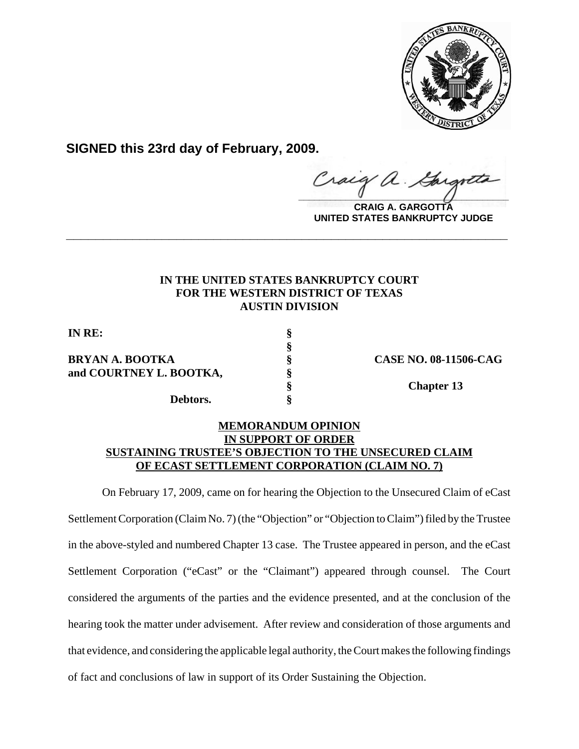**SIGNED this 23rd day of February, 2009.**

**CRAIG A. GARGOTTA**
**UNITED STATES BANKRUPTCY JUDGE**

---

**IN THE UNITED STATES BANKRUPTCY COURT**
**FOR THE WESTERN DISTRICT OF TEXAS**
**AUSTIN DIVISION**

| | | |
|---|---|---|
| **IN RE:** | § | |
| | § | |
| **BRYAN A. BOOTKA** | § | **CASE NO. 08-11506-CAG** |
| **and COURTNEY L. BOOTKA,** | § | |
| | § | **Chapter 13** |
| **Debtors.** | § | |

**MEMORANDUM OPINION**
**IN SUPPORT OF ORDER**
**SUSTAINING TRUSTEE'S OBJECTION TO THE UNSECURED CLAIM**
**OF ECAST SETTLEMENT CORPORATION (CLAIM NO. 7)**

On February 17, 2009, came on for hearing the Objection to the Unsecured Claim of eCast Settlement Corporation (Claim No. 7) (the "Objection" or "Objection to Claim") filed by the Trustee in the above-styled and numbered Chapter 13 case. The Trustee appeared in person, and the eCast Settlement Corporation ("eCast" or the "Claimant") appeared through counsel. The Court considered the arguments of the parties and the evidence presented, and at the conclusion of the hearing took the matter under advisement. After review and consideration of those arguments and that evidence, and considering the applicable legal authority, the Court makes the following findings of fact and conclusions of law in support of its Order Sustaining the Objection.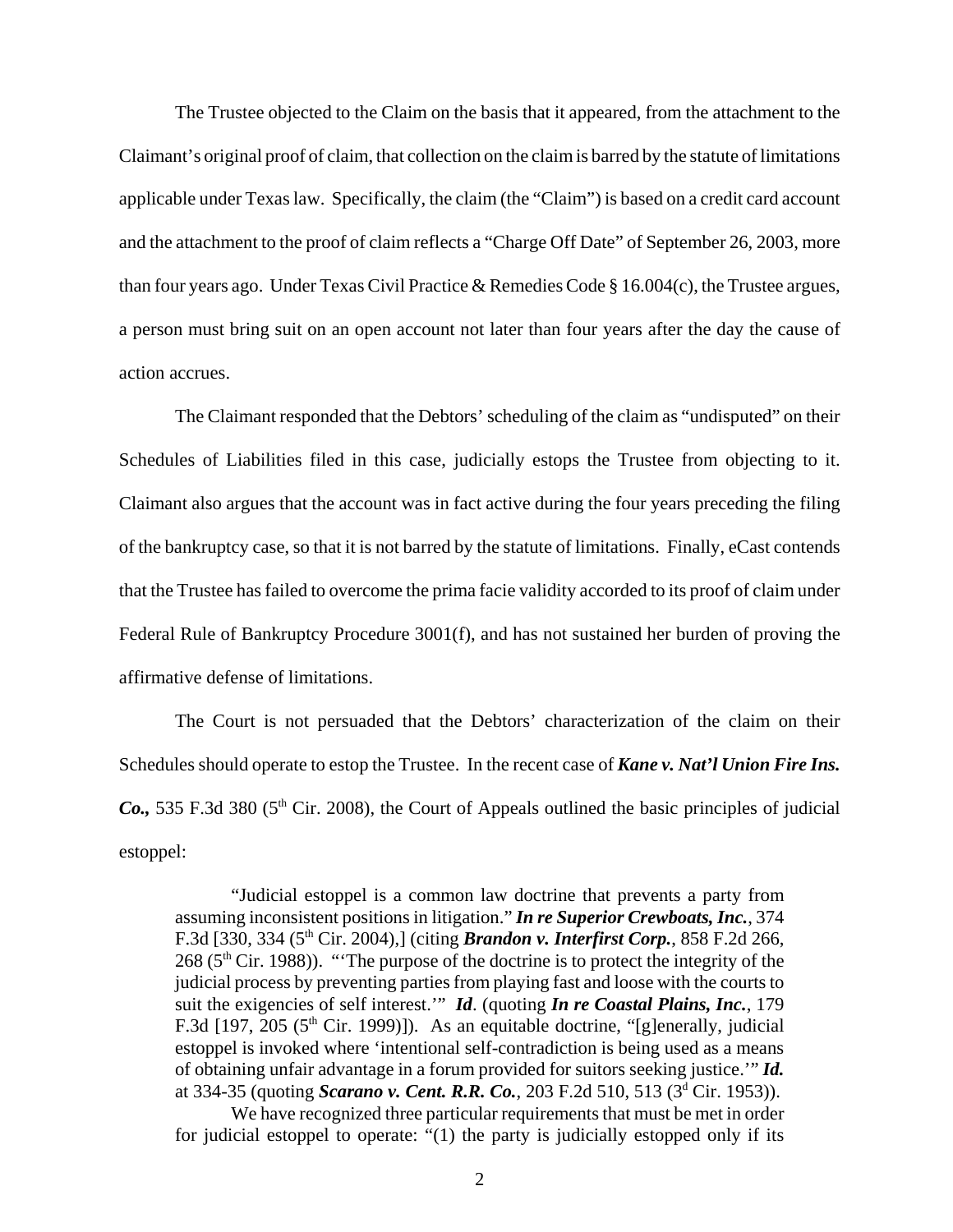The Trustee objected to the Claim on the basis that it appeared, from the attachment to the Claimant's original proof of claim, that collection on the claim is barred by the statute of limitations applicable under Texas law. Specifically, the claim (the "Claim") is based on a credit card account and the attachment to the proof of claim reflects a "Charge Off Date" of September 26, 2003, more than four years ago. Under Texas Civil Practice & Remedies Code § 16.004(c), the Trustee argues, a person must bring suit on an open account not later than four years after the day the cause of action accrues.

The Claimant responded that the Debtors' scheduling of the claim as "undisputed" on their Schedules of Liabilities filed in this case, judicially estops the Trustee from objecting to it. Claimant also argues that the account was in fact active during the four years preceding the filing of the bankruptcy case, so that it is not barred by the statute of limitations. Finally, eCast contends that the Trustee has failed to overcome the prima facie validity accorded to its proof of claim under Federal Rule of Bankruptcy Procedure 3001(f), and has not sustained her burden of proving the affirmative defense of limitations.

The Court is not persuaded that the Debtors' characterization of the claim on their Schedules should operate to estop the Trustee. In the recent case of ***Kane v. Nat'l Union Fire Ins. Co.,*** 535 F.3d 380 (5th Cir. 2008), the Court of Appeals outlined the basic principles of judicial estoppel:

> "Judicial estoppel is a common law doctrine that prevents a party from assuming inconsistent positions in litigation." ***In re Superior Crewboats, Inc.***, 374 F.3d [330, 334 (5th Cir. 2004),] (citing ***Brandon v. Interfirst Corp.***, 858 F.2d 266, 268 (5th Cir. 1988)). "'The purpose of the doctrine is to protect the integrity of the judicial process by preventing parties from playing fast and loose with the courts to suit the exigencies of self interest.'" ***Id***. (quoting ***In re Coastal Plains, Inc.***, 179 F.3d [197, 205 (5th Cir. 1999)]). As an equitable doctrine, "[g]enerally, judicial estoppel is invoked where 'intentional self-contradiction is being used as a means of obtaining unfair advantage in a forum provided for suitors seeking justice.'" ***Id.*** at 334-35 (quoting ***Scarano v. Cent. R.R. Co.***, 203 F.2d 510, 513 (3d Cir. 1953)).
>
> We have recognized three particular requirements that must be met in order for judicial estoppel to operate: "(1) the party is judicially estopped only if its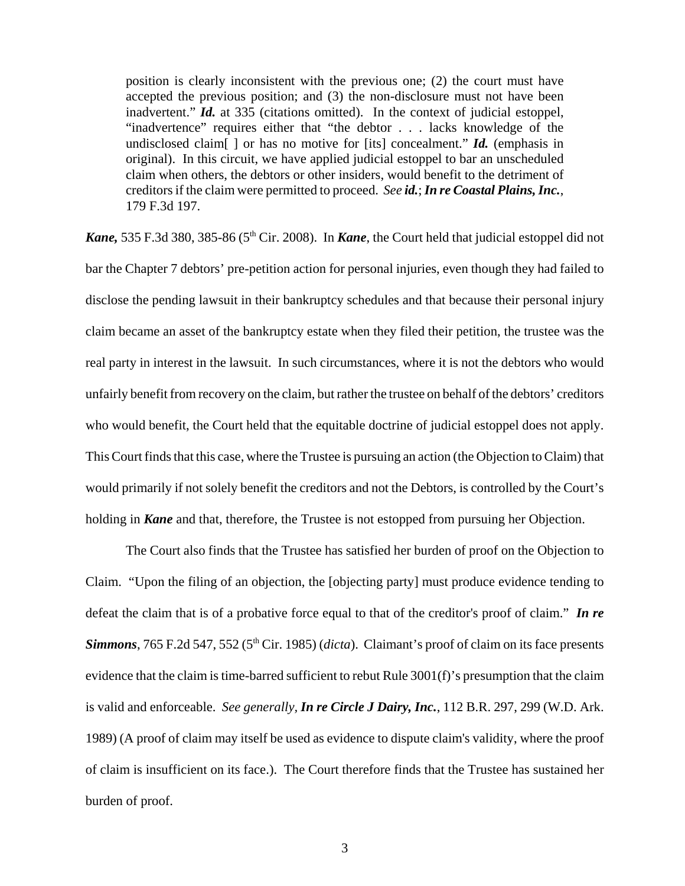> position is clearly inconsistent with the previous one; (2) the court must have accepted the previous position; and (3) the non-disclosure must not have been inadvertent." ***Id.*** at 335 (citations omitted). In the context of judicial estoppel, "inadvertence" requires either that "the debtor . . . lacks knowledge of the undisclosed claim[ ] or has no motive for [its] concealment." ***Id.*** (emphasis in original). In this circuit, we have applied judicial estoppel to bar an unscheduled claim when others, the debtors or other insiders, would benefit to the detriment of creditors if the claim were permitted to proceed. *See **id.***; ***In re Coastal Plains, Inc.***, 179 F.3d 197.

***Kane,*** 535 F.3d 380, 385-86 (5th Cir. 2008). In ***Kane***, the Court held that judicial estoppel did not bar the Chapter 7 debtors' pre-petition action for personal injuries, even though they had failed to disclose the pending lawsuit in their bankruptcy schedules and that because their personal injury claim became an asset of the bankruptcy estate when they filed their petition, the trustee was the real party in interest in the lawsuit. In such circumstances, where it is not the debtors who would unfairly benefit from recovery on the claim, but rather the trustee on behalf of the debtors' creditors who would benefit, the Court held that the equitable doctrine of judicial estoppel does not apply. This Court finds that this case, where the Trustee is pursuing an action (the Objection to Claim) that would primarily if not solely benefit the creditors and not the Debtors, is controlled by the Court's holding in ***Kane*** and that, therefore, the Trustee is not estopped from pursuing her Objection.

The Court also finds that the Trustee has satisfied her burden of proof on the Objection to Claim. "Upon the filing of an objection, the [objecting party] must produce evidence tending to defeat the claim that is of a probative force equal to that of the creditor's proof of claim." ***In re Simmons***, 765 F.2d 547, 552 (5th Cir. 1985) (*dicta*). Claimant's proof of claim on its face presents evidence that the claim is time-barred sufficient to rebut Rule 3001(f)'s presumption that the claim is valid and enforceable. *See generally*, ***In re Circle J Dairy, Inc.***, 112 B.R. 297, 299 (W.D. Ark. 1989) (A proof of claim may itself be used as evidence to dispute claim's validity, where the proof of claim is insufficient on its face.). The Court therefore finds that the Trustee has sustained her burden of proof.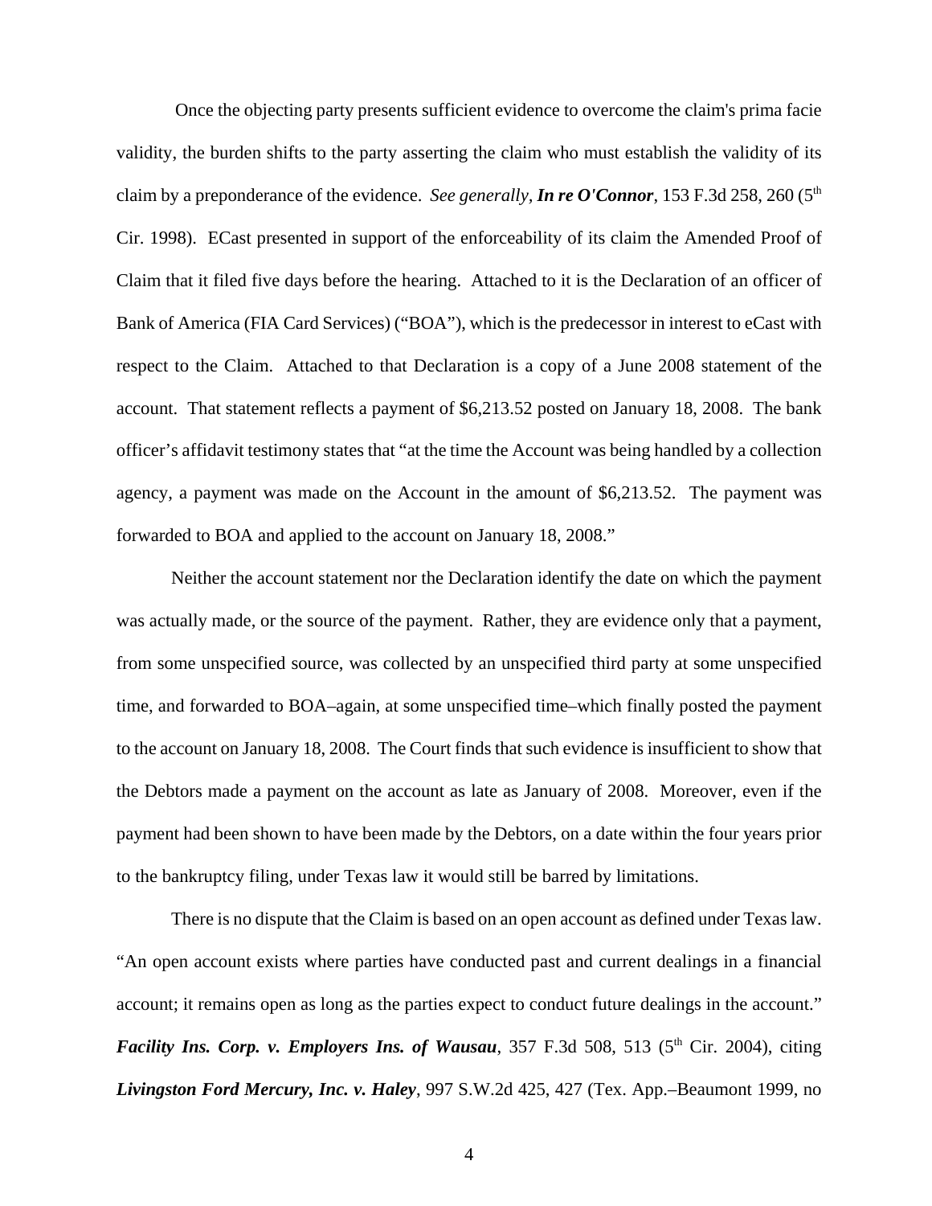Once the objecting party presents sufficient evidence to overcome the claim's prima facie validity, the burden shifts to the party asserting the claim who must establish the validity of its claim by a preponderance of the evidence. *See generally*, ***In re O'Connor***, 153 F.3d 258, 260 (5th Cir. 1998). ECast presented in support of the enforceability of its claim the Amended Proof of Claim that it filed five days before the hearing. Attached to it is the Declaration of an officer of Bank of America (FIA Card Services) ("BOA"), which is the predecessor in interest to eCast with respect to the Claim. Attached to that Declaration is a copy of a June 2008 statement of the account. That statement reflects a payment of $6,213.52 posted on January 18, 2008. The bank officer's affidavit testimony states that "at the time the Account was being handled by a collection agency, a payment was made on the Account in the amount of $6,213.52. The payment was forwarded to BOA and applied to the account on January 18, 2008."

Neither the account statement nor the Declaration identify the date on which the payment was actually made, or the source of the payment. Rather, they are evidence only that a payment, from some unspecified source, was collected by an unspecified third party at some unspecified time, and forwarded to BOA–again, at some unspecified time–which finally posted the payment to the account on January 18, 2008. The Court finds that such evidence is insufficient to show that the Debtors made a payment on the account as late as January of 2008. Moreover, even if the payment had been shown to have been made by the Debtors, on a date within the four years prior to the bankruptcy filing, under Texas law it would still be barred by limitations.

There is no dispute that the Claim is based on an open account as defined under Texas law. "An open account exists where parties have conducted past and current dealings in a financial account; it remains open as long as the parties expect to conduct future dealings in the account." ***Facility Ins. Corp. v. Employers Ins. of Wausau***, 357 F.3d 508, 513 (5th Cir. 2004), citing ***Livingston Ford Mercury, Inc. v. Haley***, 997 S.W.2d 425, 427 (Tex. App.–Beaumont 1999, no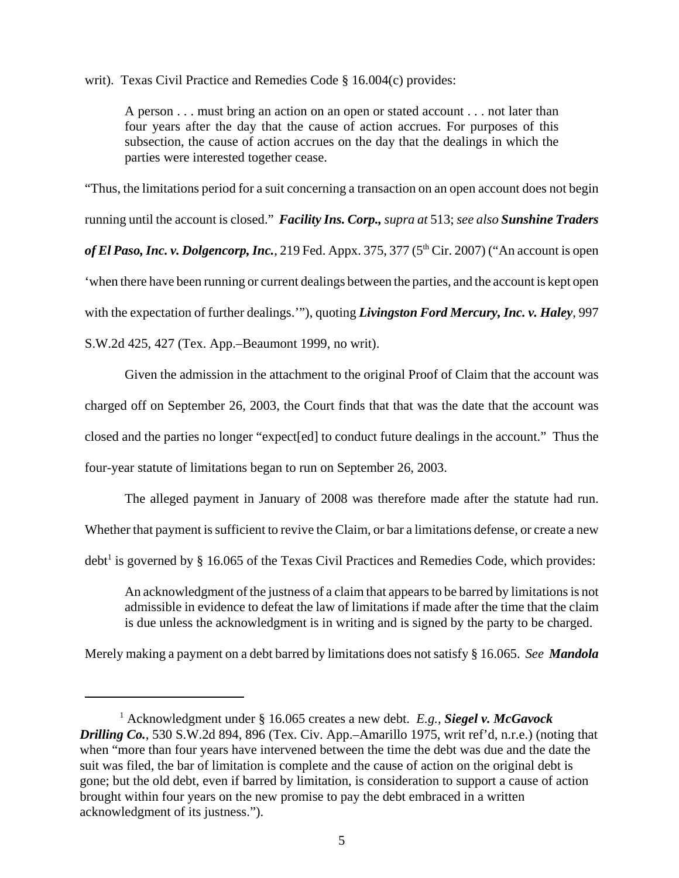writ). Texas Civil Practice and Remedies Code § 16.004(c) provides:

> A person . . . must bring an action on an open or stated account . . . not later than four years after the day that the cause of action accrues. For purposes of this subsection, the cause of action accrues on the day that the dealings in which the parties were interested together cease.

"Thus, the limitations period for a suit concerning a transaction on an open account does not begin running until the account is closed." ***Facility Ins. Corp.,*** *supra at* 513; *see also* ***Sunshine Traders of El Paso, Inc. v. Dolgencorp, Inc.***, 219 Fed. Appx. 375, 377 (5th Cir. 2007) ("An account is open 'when there have been running or current dealings between the parties, and the account is kept open with the expectation of further dealings.'"), quoting ***Livingston Ford Mercury, Inc. v. Haley***, 997 S.W.2d 425, 427 (Tex. App.–Beaumont 1999, no writ).

Given the admission in the attachment to the original Proof of Claim that the account was charged off on September 26, 2003, the Court finds that that was the date that the account was closed and the parties no longer "expect[ed] to conduct future dealings in the account." Thus the four-year statute of limitations began to run on September 26, 2003.

The alleged payment in January of 2008 was therefore made after the statute had run. Whether that payment is sufficient to revive the Claim, or bar a limitations defense, or create a new debt[1] is governed by § 16.065 of the Texas Civil Practices and Remedies Code, which provides:

> An acknowledgment of the justness of a claim that appears to be barred by limitations is not admissible in evidence to defeat the law of limitations if made after the time that the claim is due unless the acknowledgment is in writing and is signed by the party to be charged.

Merely making a payment on a debt barred by limitations does not satisfy § 16.065. *See* ***Mandola***

---

[1] Acknowledgment under § 16.065 creates a new debt. *E.g.,* ***Siegel v. McGavock Drilling Co.***, 530 S.W.2d 894, 896 (Tex. Civ. App.–Amarillo 1975, writ ref'd, n.r.e.) (noting that when "more than four years have intervened between the time the debt was due and the date the suit was filed, the bar of limitation is complete and the cause of action on the original debt is gone; but the old debt, even if barred by limitation, is consideration to support a cause of action brought within four years on the new promise to pay the debt embraced in a written acknowledgment of its justness.").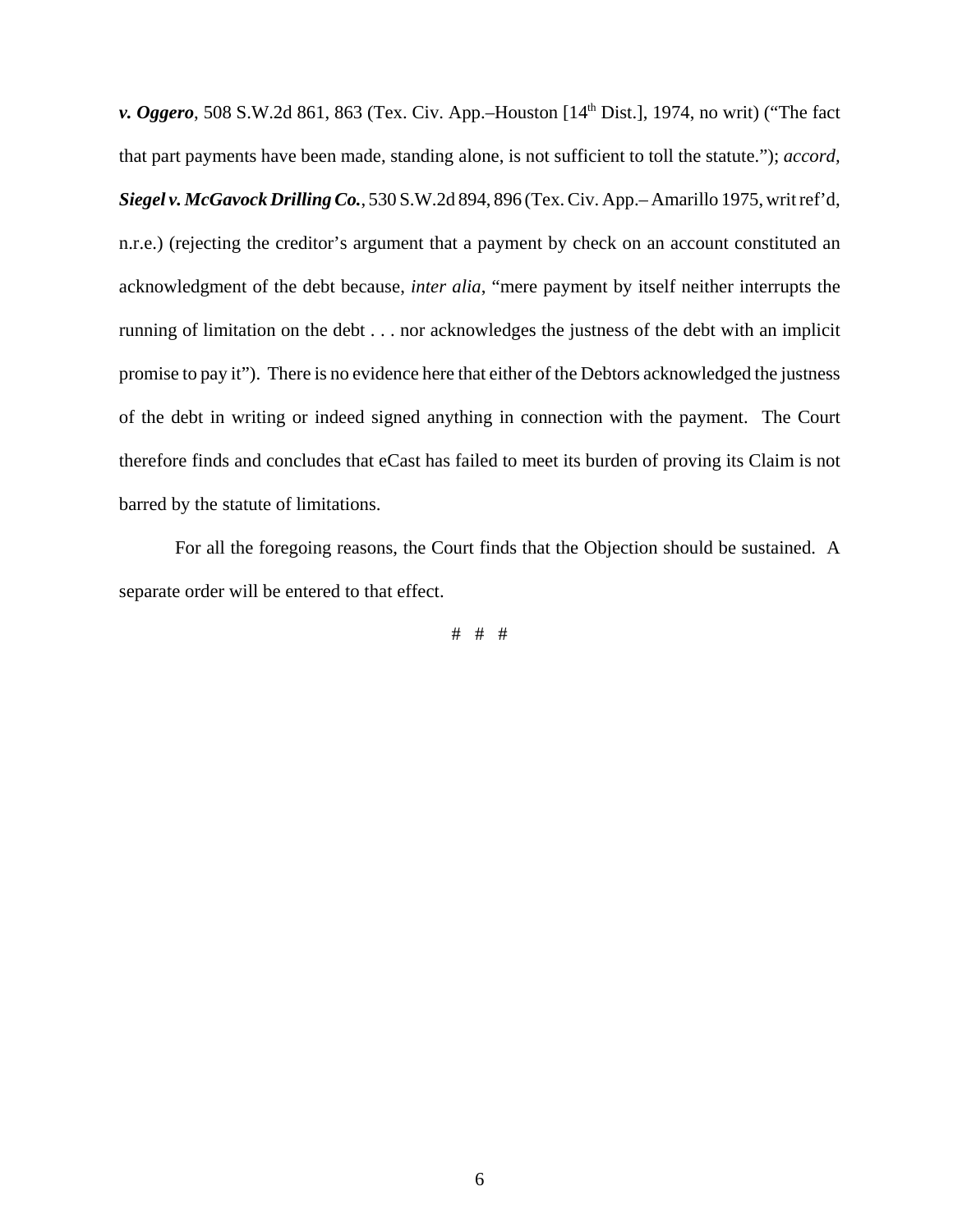***v. Oggero***, 508 S.W.2d 861, 863 (Tex. Civ. App.–Houston [14th Dist.], 1974, no writ) ("The fact that part payments have been made, standing alone, is not sufficient to toll the statute."); *accord*, ***Siegel v. McGavock Drilling Co.***, 530 S.W.2d 894, 896 (Tex. Civ. App.– Amarillo 1975, writ ref'd, n.r.e.) (rejecting the creditor's argument that a payment by check on an account constituted an acknowledgment of the debt because, *inter alia*, "mere payment by itself neither interrupts the running of limitation on the debt . . . nor acknowledges the justness of the debt with an implicit promise to pay it"). There is no evidence here that either of the Debtors acknowledged the justness of the debt in writing or indeed signed anything in connection with the payment. The Court therefore finds and concludes that eCast has failed to meet its burden of proving its Claim is not barred by the statute of limitations.

For all the foregoing reasons, the Court finds that the Objection should be sustained. A separate order will be entered to that effect.

# # #